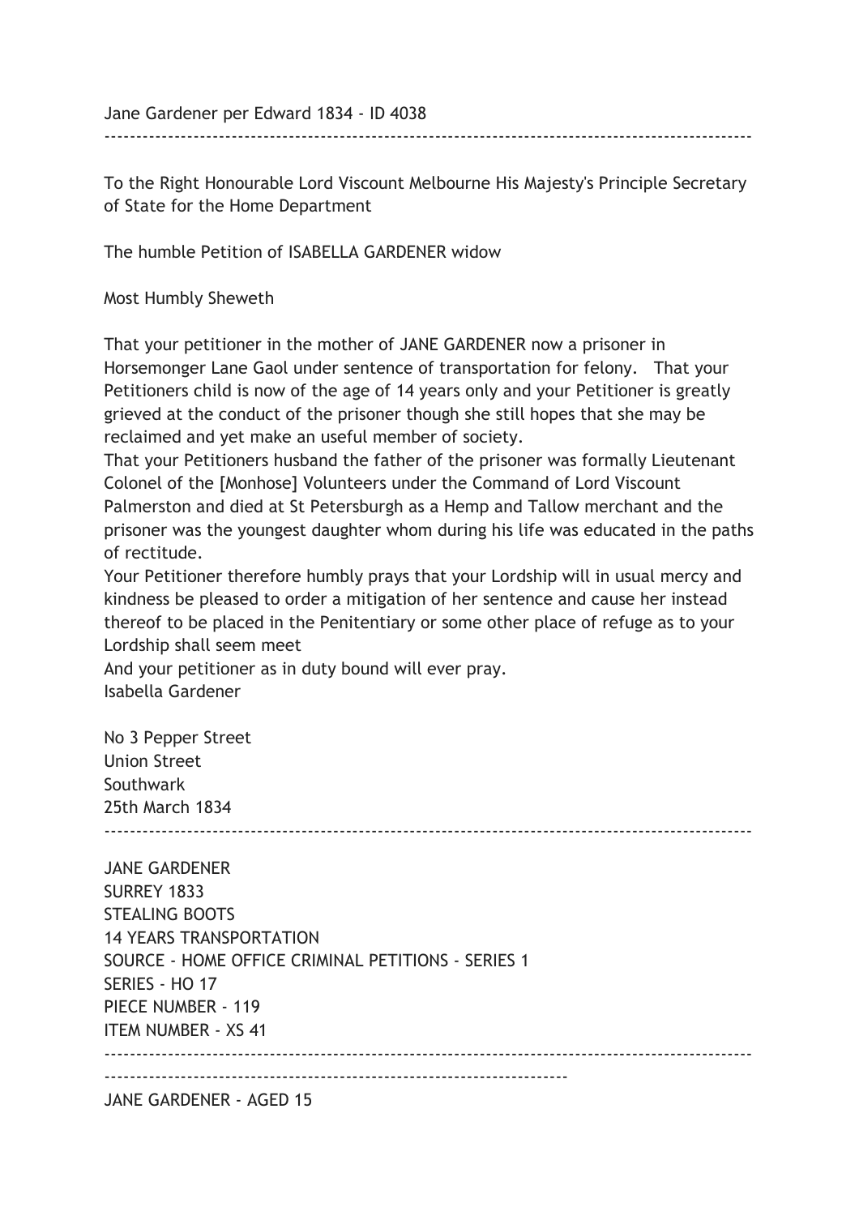Jane Gardener per Edward 1834 - ID 4038

---

To the Right Honourable Lord Viscount Melbourne His Majesty's Principle Secretary of State for the Home Department

The humble Petition of ISABELLA GARDENER widow

Most Humbly Sheweth

That your petitioner in the mother of JANE GARDENER now a prisoner in Horsemonger Lane Gaol under sentence of transportation for felony. That your Petitioners child is now of the age of 14 years only and your Petitioner is greatly grieved at the conduct of the prisoner though she still hopes that she may be reclaimed and yet make an useful member of society.
That your Petitioners husband the father of the prisoner was formally Lieutenant Colonel of the [Monhose] Volunteers under the Command of Lord Viscount Palmerston and died at St Petersburgh as a Hemp and Tallow merchant and the prisoner was the youngest daughter whom during his life was educated in the paths of rectitude.
Your Petitioner therefore humbly prays that your Lordship will in usual mercy and kindness be pleased to order a mitigation of her sentence and cause her instead thereof to be placed in the Penitentiary or some other place of refuge as to your Lordship shall seem meet
And your petitioner as in duty bound will ever pray.
Isabella Gardener

No 3 Pepper Street
Union Street
Southwark
25th March 1834

---

JANE GARDENER
SURREY 1833
STEALING BOOTS
14 YEARS TRANSPORTATION
SOURCE - HOME OFFICE CRIMINAL PETITIONS - SERIES 1
SERIES - HO 17
PIECE NUMBER - 119
ITEM NUMBER - XS 41

---

---

JANE GARDENER - AGED 15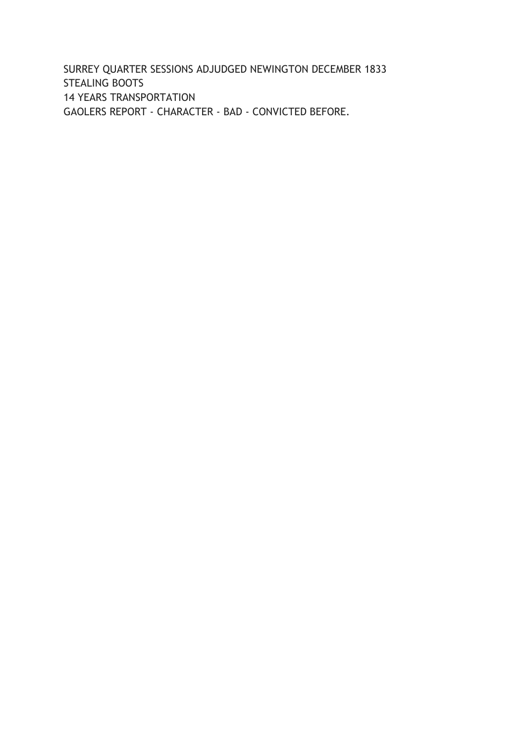SURREY QUARTER SESSIONS ADJUDGED NEWINGTON DECEMBER 1833
STEALING BOOTS
14 YEARS TRANSPORTATION
GAOLERS REPORT - CHARACTER - BAD - CONVICTED BEFORE.